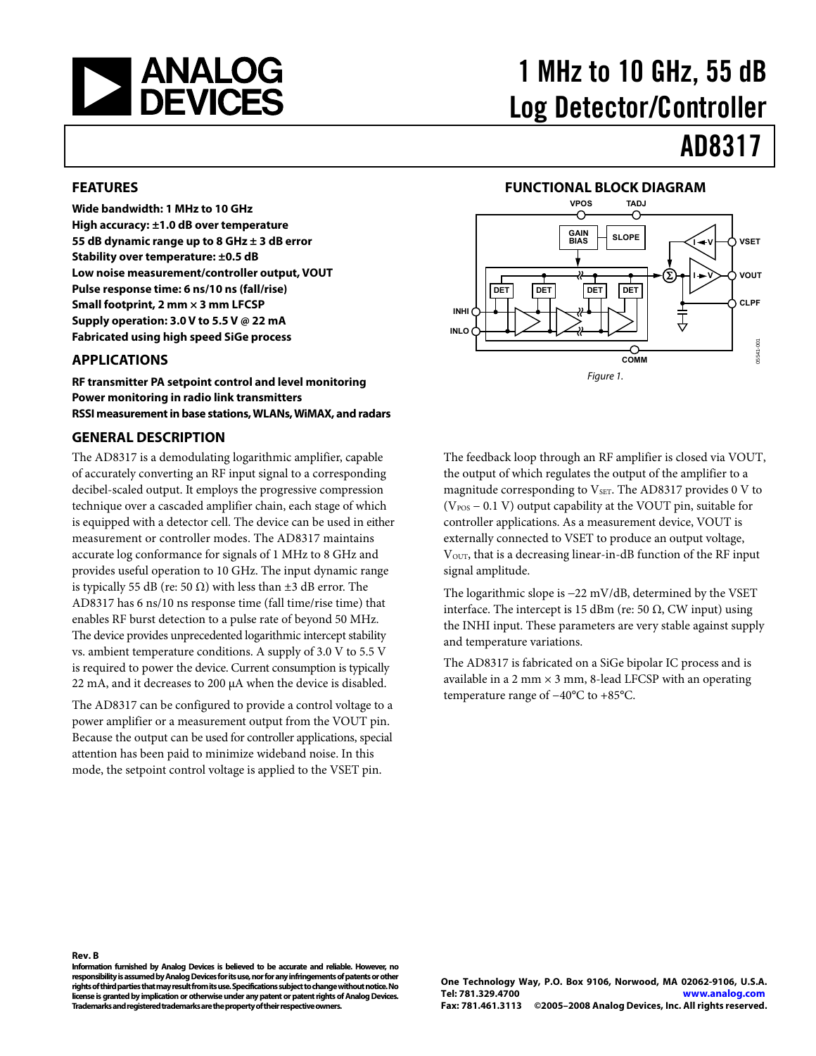# 1 MHz to 10 GHz, 55 dB Log Detector/Controller

# AD8317

## FEATURES

**Wide bandwidth: 1 MHz to 10 GHz**
**High accuracy: ±1.0 dB over temperature**
**55 dB dynamic range up to 8 GHz ± 3 dB error**
**Stability over temperature: ±0.5 dB**
**Low noise measurement/controller output, VOUT**
**Pulse response time: 6 ns/10 ns (fall/rise)**
**Small footprint, 2 mm × 3 mm LFCSP**
**Supply operation: 3.0 V to 5.5 V @ 22 mA**
**Fabricated using high speed SiGe process**

## APPLICATIONS

**RF transmitter PA setpoint control and level monitoring**
**Power monitoring in radio link transmitters**
**RSSI measurement in base stations, WLANs, WiMAX, and radars**

## FUNCTIONAL BLOCK DIAGRAM

*Figure 1.*

## GENERAL DESCRIPTION

The AD8317 is a demodulating logarithmic amplifier, capable of accurately converting an RF input signal to a corresponding decibel-scaled output. It employs the progressive compression technique over a cascaded amplifier chain, each stage of which is equipped with a detector cell. The device can be used in either measurement or controller modes. The AD8317 maintains accurate log conformance for signals of 1 MHz to 8 GHz and provides useful operation to 10 GHz. The input dynamic range is typically 55 dB (re: 50 Ω) with less than ±3 dB error. The AD8317 has 6 ns/10 ns response time (fall time/rise time) that enables RF burst detection to a pulse rate of beyond 50 MHz. The device provides unprecedented logarithmic intercept stability vs. ambient temperature conditions. A supply of 3.0 V to 5.5 V is required to power the device. Current consumption is typically 22 mA, and it decreases to 200 μA when the device is disabled.

The AD8317 can be configured to provide a control voltage to a power amplifier or a measurement output from the VOUT pin. Because the output can be used for controller applications, special attention has been paid to minimize wideband noise. In this mode, the setpoint control voltage is applied to the VSET pin.

The feedback loop through an RF amplifier is closed via VOUT, the output of which regulates the output of the amplifier to a magnitude corresponding to $V_{SET}$. The AD8317 provides 0 V to ($V_{POS}$ − 0.1 V) output capability at the VOUT pin, suitable for controller applications. As a measurement device, VOUT is externally connected to VSET to produce an output voltage, $V_{OUT}$, that is a decreasing linear-in-dB function of the RF input signal amplitude.

The logarithmic slope is −22 mV/dB, determined by the VSET interface. The intercept is 15 dBm (re: 50 Ω, CW input) using the INHI input. These parameters are very stable against supply and temperature variations.

The AD8317 is fabricated on a SiGe bipolar IC process and is available in a 2 mm × 3 mm, 8-lead LFCSP with an operating temperature range of −40°C to +85°C.

**Rev. B**

**Information furnished by Analog Devices is believed to be accurate and reliable. However, no responsibility is assumed by Analog Devices for its use, nor for any infringements of patents or other rights of third parties that may result from its use. Specifications subject to change without notice. No license is granted by implication or otherwise under any patent or patent rights of Analog Devices. Trademarks and registered trademarks are the property of their respective owners.**

**One Technology Way, P.O. Box 9106, Norwood, MA 02062-9106, U.S.A.**
**Tel: 781.329.4700 www.analog.com**
**Fax: 781.461.3113 ©2005–2008 Analog Devices, Inc. All rights reserved.**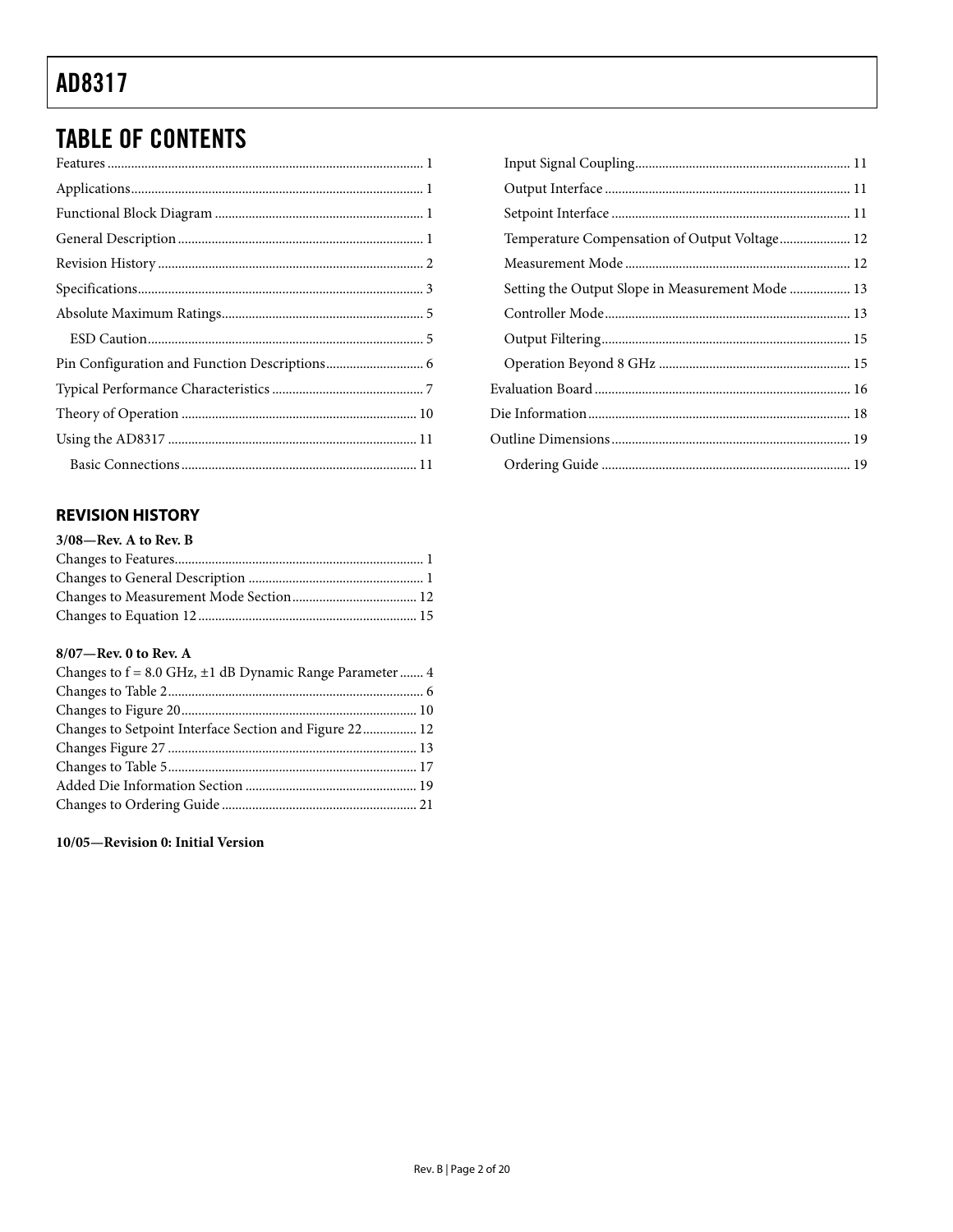# TABLE OF CONTENTS

Features ........ 1
Applications ........ 1
Functional Block Diagram ........ 1
General Description ........ 1
Revision History ........ 2
Specifications ........ 3
Absolute Maximum Ratings ........ 5
  ESD Caution ........ 5
Pin Configuration and Function Descriptions ........ 6
Typical Performance Characteristics ........ 7
Theory of Operation ........ 10
Using the AD8317 ........ 11
  Basic Connections ........ 11
  Input Signal Coupling ........ 11
  Output Interface ........ 11
  Setpoint Interface ........ 11
  Temperature Compensation of Output Voltage ........ 12
  Measurement Mode ........ 12
  Setting the Output Slope in Measurement Mode ........ 13
  Controller Mode ........ 13
  Output Filtering ........ 15
  Operation Beyond 8 GHz ........ 15
Evaluation Board ........ 16
Die Information ........ 18
Outline Dimensions ........ 19
  Ordering Guide ........ 19

## REVISION HISTORY

**3/08—Rev. A to Rev. B**

Changes to Features ........ 1
Changes to General Description ........ 1
Changes to Measurement Mode Section ........ 12
Changes to Equation 12 ........ 15

**8/07—Rev. 0 to Rev. A**

Changes to f = 8.0 GHz, ±1 dB Dynamic Range Parameter ........ 4
Changes to Table 2 ........ 6
Changes to Figure 20 ........ 10
Changes to Setpoint Interface Section and Figure 22 ........ 12
Changes Figure 27 ........ 13
Changes to Table 5 ........ 17
Added Die Information Section ........ 19
Changes to Ordering Guide ........ 21

**10/05—Revision 0: Initial Version**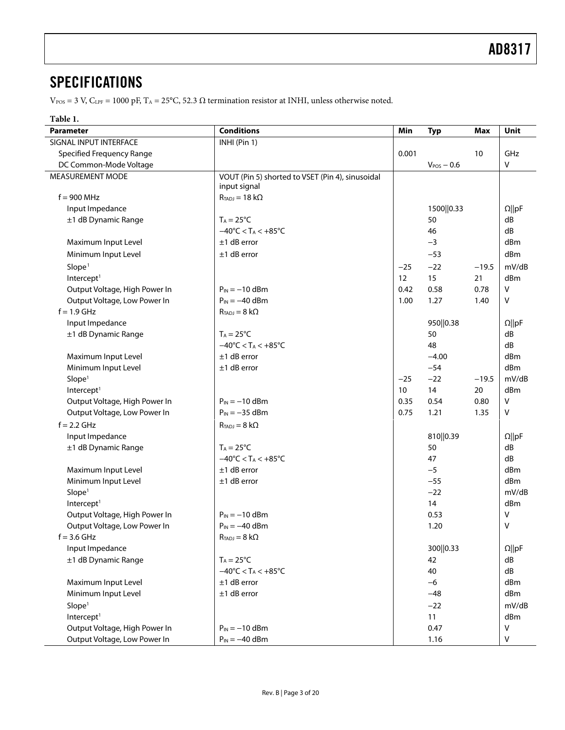## SPECIFICATIONS

$V_{POS}$ = 3 V, $C_{LPF}$ = 1000 pF, $T_A$ = 25°C, 52.3 Ω termination resistor at INHI, unless otherwise noted.

**Table 1.**

| Parameter | Conditions | Min | Typ | Max | Unit |
|---|---|---|---|---|---|
| SIGNAL INPUT INTERFACE | INHI (Pin 1) | | | | |
| Specified Frequency Range | | 0.001 | | 10 | GHz |
| DC Common-Mode Voltage | | | $V_{POS}$ − 0.6 | | V |
| MEASUREMENT MODE | VOUT (Pin 5) shorted to VSET (Pin 4), sinusoidal input signal | | | | |
| f = 900 MHz | $R_{TADJ}$ = 18 kΩ | | | | |
| Input Impedance | | | 1500‖0.33 | | Ω‖pF |
| ±1 dB Dynamic Range | $T_A$ = 25°C | | 50 | | dB |
| | −40°C < $T_A$ < +85°C | | 46 | | dB |
| Maximum Input Level | ±1 dB error | | −3 | | dBm |
| Minimum Input Level | ±1 dB error | | −53 | | dBm |
| Slope[1] | | −25 | −22 | −19.5 | mV/dB |
| Intercept[1] | | 12 | 15 | 21 | dBm |
| Output Voltage, High Power In | $P_{IN}$ = −10 dBm | 0.42 | 0.58 | 0.78 | V |
| Output Voltage, Low Power In | $P_{IN}$ = −40 dBm | 1.00 | 1.27 | 1.40 | V |
| f = 1.9 GHz | $R_{TADJ}$ = 8 kΩ | | | | |
| Input Impedance | | | 950‖0.38 | | Ω‖pF |
| ±1 dB Dynamic Range | $T_A$ = 25°C | | 50 | | dB |
| | −40°C < $T_A$ < +85°C | | 48 | | dB |
| Maximum Input Level | ±1 dB error | | −4.00 | | dBm |
| Minimum Input Level | ±1 dB error | | −54 | | dBm |
| Slope[1] | | −25 | −22 | −19.5 | mV/dB |
| Intercept[1] | | 10 | 14 | 20 | dBm |
| Output Voltage, High Power In | $P_{IN}$ = −10 dBm | 0.35 | 0.54 | 0.80 | V |
| Output Voltage, Low Power In | $P_{IN}$ = −35 dBm | 0.75 | 1.21 | 1.35 | V |
| f = 2.2 GHz | $R_{TADJ}$ = 8 kΩ | | | | |
| Input Impedance | | | 810‖0.39 | | Ω‖pF |
| ±1 dB Dynamic Range | $T_A$ = 25°C | | 50 | | dB |
| | −40°C < $T_A$ < +85°C | | 47 | | dB |
| Maximum Input Level | ±1 dB error | | −5 | | dBm |
| Minimum Input Level | ±1 dB error | | −55 | | dBm |
| Slope[1] | | | −22 | | mV/dB |
| Intercept[1] | | | 14 | | dBm |
| Output Voltage, High Power In | $P_{IN}$ = −10 dBm | | 0.53 | | V |
| Output Voltage, Low Power In | $P_{IN}$ = −40 dBm | | 1.20 | | V |
| f = 3.6 GHz | $R_{TADJ}$ = 8 kΩ | | | | |
| Input Impedance | | | 300‖0.33 | | Ω‖pF |
| ±1 dB Dynamic Range | $T_A$ = 25°C | | 42 | | dB |
| | −40°C < $T_A$ < +85°C | | 40 | | dB |
| Maximum Input Level | ±1 dB error | | −6 | | dBm |
| Minimum Input Level | ±1 dB error | | −48 | | dBm |
| Slope[1] | | | −22 | | mV/dB |
| Intercept[1] | | | 11 | | dBm |
| Output Voltage, High Power In | $P_{IN}$ = −10 dBm | | 0.47 | | V |
| Output Voltage, Low Power In | $P_{IN}$ = −40 dBm | | 1.16 | | V |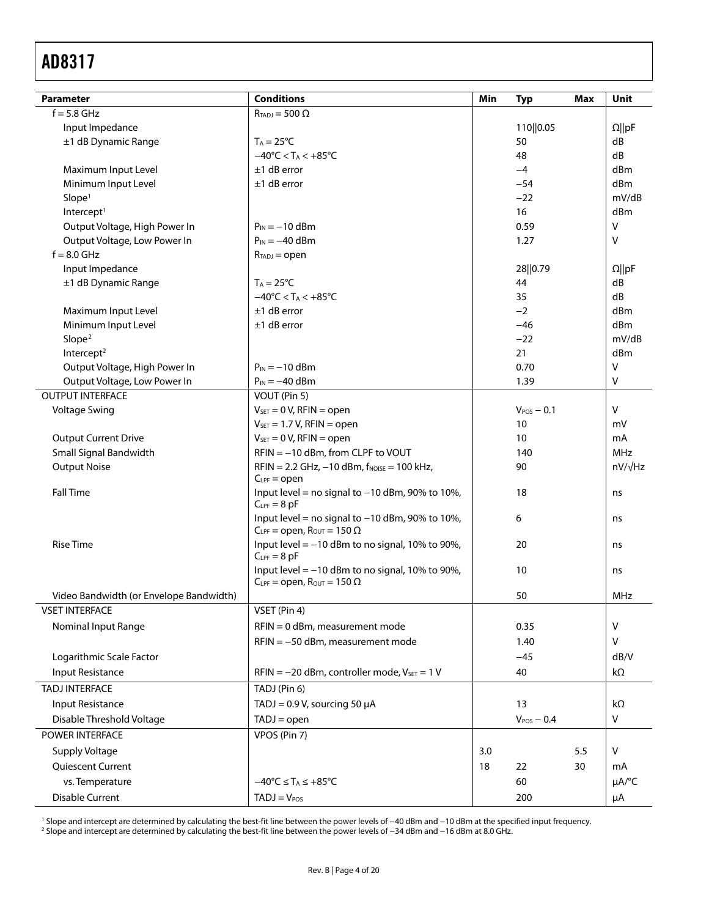| Parameter | Conditions | Min | Typ | Max | Unit |
|---|---|---|---|---|---|
| f = 5.8 GHz | $R_{TADJ}$ = 500 Ω | | | | |
| Input Impedance | | | 110‖0.05 | | Ω‖pF |
| ±1 dB Dynamic Range | $T_A$ = 25°C | | 50 | | dB |
| | −40°C < $T_A$ < +85°C | | 48 | | dB |
| Maximum Input Level | ±1 dB error | | −4 | | dBm |
| Minimum Input Level | ±1 dB error | | −54 | | dBm |
| Slope[1] | | | −22 | | mV/dB |
| Intercept[1] | | | 16 | | dBm |
| Output Voltage, High Power In | $P_{IN}$ = −10 dBm | | 0.59 | | V |
| Output Voltage, Low Power In | $P_{IN}$ = −40 dBm | | 1.27 | | V |
| f = 8.0 GHz | $R_{TADJ}$ = open | | | | |
| Input Impedance | | | 28‖0.79 | | Ω‖pF |
| ±1 dB Dynamic Range | $T_A$ = 25°C | | 44 | | dB |
| | −40°C < $T_A$ < +85°C | | 35 | | dB |
| Maximum Input Level | ±1 dB error | | −2 | | dBm |
| Minimum Input Level | ±1 dB error | | −46 | | dBm |
| Slope[2] | | | −22 | | mV/dB |
| Intercept[2] | | | 21 | | dBm |
| Output Voltage, High Power In | $P_{IN}$ = −10 dBm | | 0.70 | | V |
| Output Voltage, Low Power In | $P_{IN}$ = −40 dBm | | 1.39 | | V |
| OUTPUT INTERFACE | VOUT (Pin 5) | | | | |
| Voltage Swing | $V_{SET}$ = 0 V, RFIN = open | | $V_{POS}$ − 0.1 | | V |
| | $V_{SET}$ = 1.7 V, RFIN = open | | 10 | | mV |
| Output Current Drive | $V_{SET}$ = 0 V, RFIN = open | | 10 | | mA |
| Small Signal Bandwidth | RFIN = −10 dBm, from CLPF to VOUT | | 140 | | MHz |
| Output Noise | RFIN = 2.2 GHz, −10 dBm, $f_{NOISE}$ = 100 kHz, $C_{LPF}$ = open | | 90 | | nV/√Hz |
| Fall Time | Input level = no signal to −10 dBm, 90% to 10%, $C_{LPF}$ = 8 pF | | 18 | | ns |
| | Input level = no signal to −10 dBm, 90% to 10%, $C_{LPF}$ = open, $R_{OUT}$ = 150 Ω | | 6 | | ns |
| Rise Time | Input level = −10 dBm to no signal, 10% to 90%, $C_{LPF}$ = 8 pF | | 20 | | ns |
| | Input level = −10 dBm to no signal, 10% to 90%, $C_{LPF}$ = open, $R_{OUT}$ = 150 Ω | | 10 | | ns |
| Video Bandwidth (or Envelope Bandwidth) | | | 50 | | MHz |
| VSET INTERFACE | VSET (Pin 4) | | | | |
| Nominal Input Range | RFIN = 0 dBm, measurement mode | | 0.35 | | V |
| | RFIN = −50 dBm, measurement mode | | 1.40 | | V |
| Logarithmic Scale Factor | | | −45 | | dB/V |
| Input Resistance | RFIN = −20 dBm, controller mode, $V_{SET}$ = 1 V | | 40 | | kΩ |
| TADJ INTERFACE | TADJ (Pin 6) | | | | |
| Input Resistance | TADJ = 0.9 V, sourcing 50 μA | | 13 | | kΩ |
| Disable Threshold Voltage | TADJ = open | | $V_{POS}$ − 0.4 | | V |
| POWER INTERFACE | VPOS (Pin 7) | | | | |
| Supply Voltage | | 3.0 | | 5.5 | V |
| Quiescent Current | | 18 | 22 | 30 | mA |
| vs. Temperature | −40°C ≤ $T_A$ ≤ +85°C | | 60 | | μA/°C |
| Disable Current | TADJ = $V_{POS}$ | | 200 | | μA |

[1] Slope and intercept are determined by calculating the best-fit line between the power levels of −40 dBm and −10 dBm at the specified input frequency.
[2] Slope and intercept are determined by calculating the best-fit line between the power levels of −34 dBm and −16 dBm at 8.0 GHz.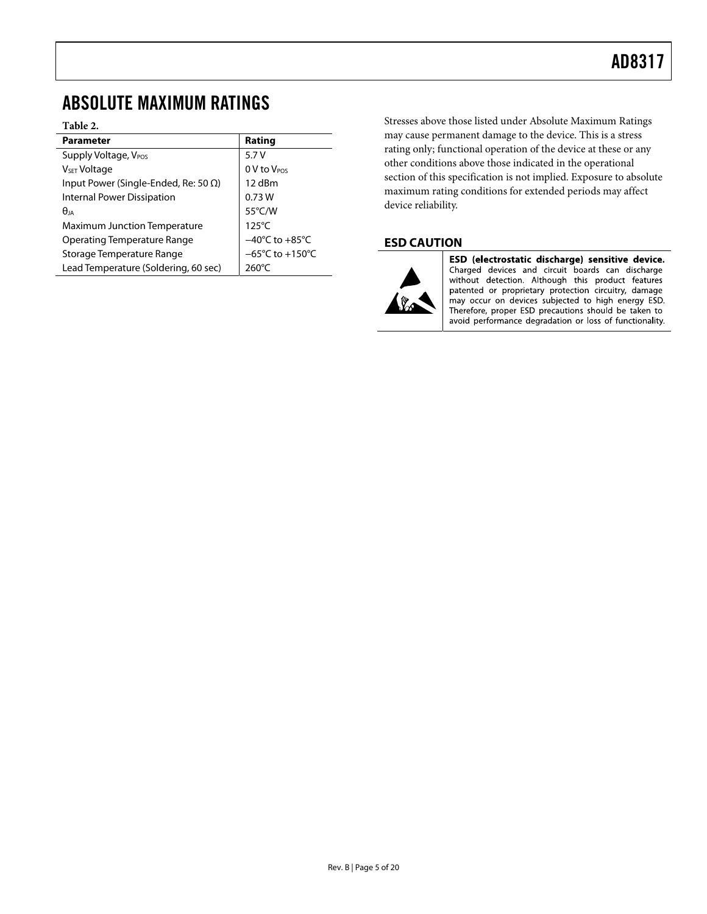# ABSOLUTE MAXIMUM RATINGS

**Table 2.**

| Parameter | Rating |
|---|---|
| Supply Voltage, $V_{POS}$ | 5.7 V |
| $V_{SET}$ Voltage | 0 V to $V_{POS}$ |
| Input Power (Single-Ended, Re: 50 Ω) | 12 dBm |
| Internal Power Dissipation | 0.73 W |
| $θ_{JA}$ | 55°C/W |
| Maximum Junction Temperature | 125°C |
| Operating Temperature Range | −40°C to +85°C |
| Storage Temperature Range | −65°C to +150°C |
| Lead Temperature (Soldering, 60 sec) | 260°C |

Stresses above those listed under Absolute Maximum Ratings may cause permanent damage to the device. This is a stress rating only; functional operation of the device at these or any other conditions above those indicated in the operational section of this specification is not implied. Exposure to absolute maximum rating conditions for extended periods may affect device reliability.

## ESD CAUTION

**ESD (electrostatic discharge) sensitive device.** Charged devices and circuit boards can discharge without detection. Although this product features patented or proprietary protection circuitry, damage may occur on devices subjected to high energy ESD. Therefore, proper ESD precautions should be taken to avoid performance degradation or loss of functionality.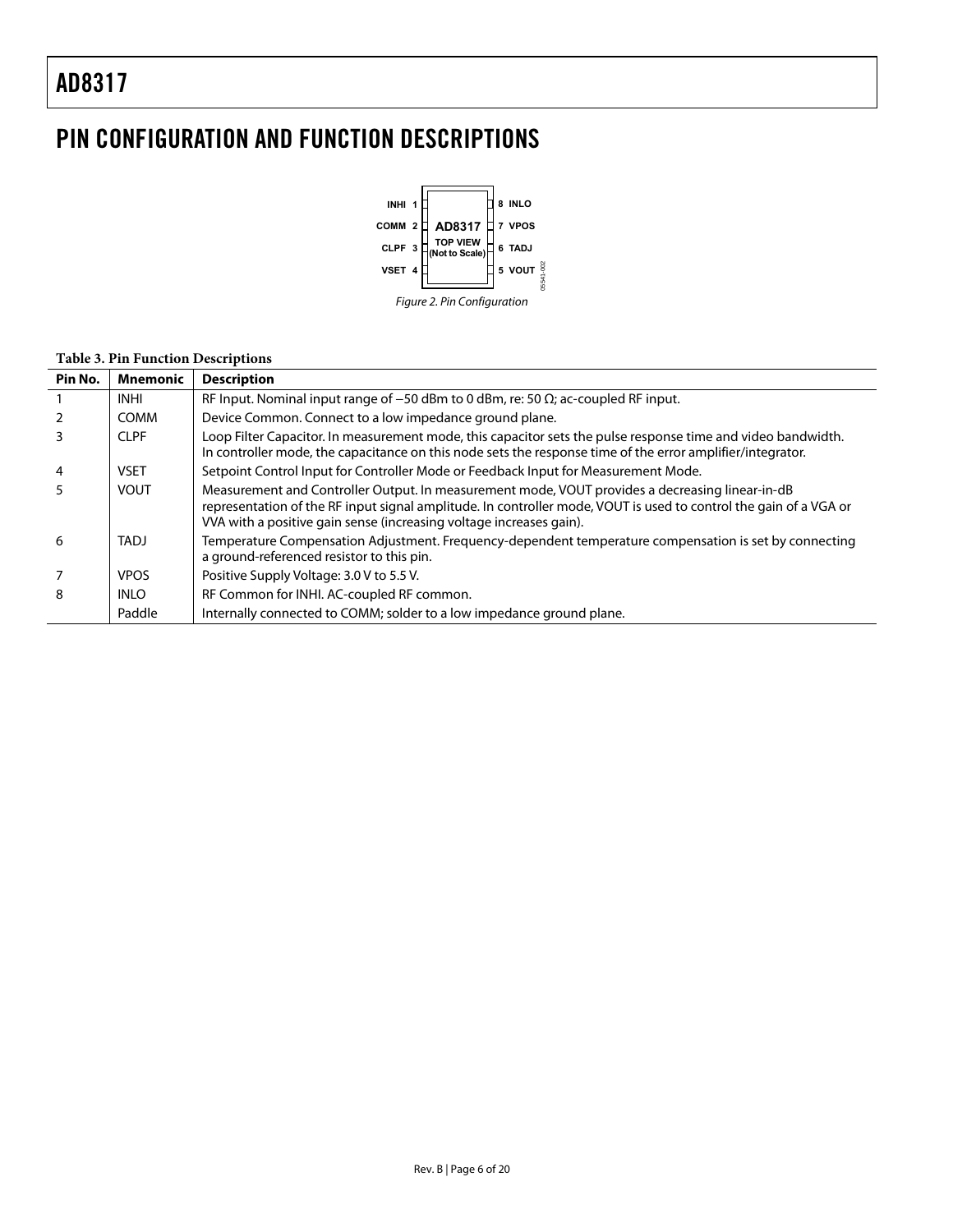# PIN CONFIGURATION AND FUNCTION DESCRIPTIONS

Figure 2. Pin Configuration

**Table 3. Pin Function Descriptions**

| Pin No. | Mnemonic | Description |
|---|---|---|
| 1 | INHI | RF Input. Nominal input range of −50 dBm to 0 dBm, re: 50 Ω; ac-coupled RF input. |
| 2 | COMM | Device Common. Connect to a low impedance ground plane. |
| 3 | CLPF | Loop Filter Capacitor. In measurement mode, this capacitor sets the pulse response time and video bandwidth. In controller mode, the capacitance on this node sets the response time of the error amplifier/integrator. |
| 4 | VSET | Setpoint Control Input for Controller Mode or Feedback Input for Measurement Mode. |
| 5 | VOUT | Measurement and Controller Output. In measurement mode, VOUT provides a decreasing linear-in-dB representation of the RF input signal amplitude. In controller mode, VOUT is used to control the gain of a VGA or VVA with a positive gain sense (increasing voltage increases gain). |
| 6 | TADJ | Temperature Compensation Adjustment. Frequency-dependent temperature compensation is set by connecting a ground-referenced resistor to this pin. |
| 7 | VPOS | Positive Supply Voltage: 3.0 V to 5.5 V. |
| 8 | INLO | RF Common for INHI. AC-coupled RF common. |
| | Paddle | Internally connected to COMM; solder to a low impedance ground plane. |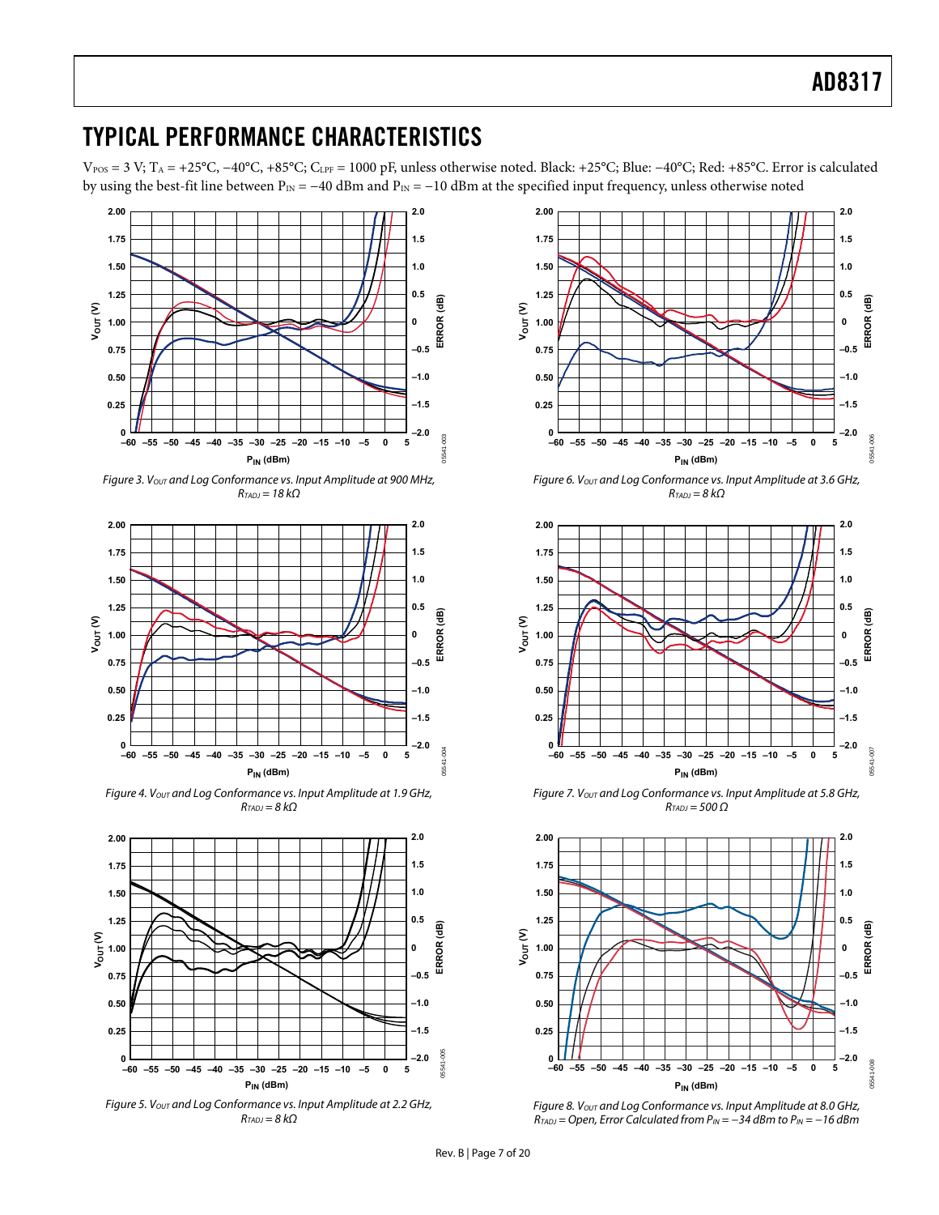## TYPICAL PERFORMANCE CHARACTERISTICS

$V_{POS}$ = 3 V; $T_A$ = +25°C, −40°C, +85°C; $C_{LPF}$ = 1000 pF, unless otherwise noted. Black: +25°C; Blue: −40°C; Red: +85°C. Error is calculated by using the best-fit line between $P_{IN}$ = −40 dBm and $P_{IN}$ = −10 dBm at the specified input frequency, unless otherwise noted

*Figure 3. $V_{OUT}$ and Log Conformance vs. Input Amplitude at 900 MHz, $R_{TADJ}$ = 18 kΩ*

*Figure 4. $V_{OUT}$ and Log Conformance vs. Input Amplitude at 1.9 GHz, $R_{TADJ}$ = 8 kΩ*

*Figure 5. $V_{OUT}$ and Log Conformance vs. Input Amplitude at 2.2 GHz, $R_{TADJ}$ = 8 kΩ*

*Figure 6. $V_{OUT}$ and Log Conformance vs. Input Amplitude at 3.6 GHz, $R_{TADJ}$ = 8 kΩ*

*Figure 7. $V_{OUT}$ and Log Conformance vs. Input Amplitude at 5.8 GHz, $R_{TADJ}$ = 500 Ω*

*Figure 8. $V_{OUT}$ and Log Conformance vs. Input Amplitude at 8.0 GHz, $R_{TADJ}$ = Open, Error Calculated from $P_{IN}$ = −34 dBm to $P_{IN}$ = −16 dBm*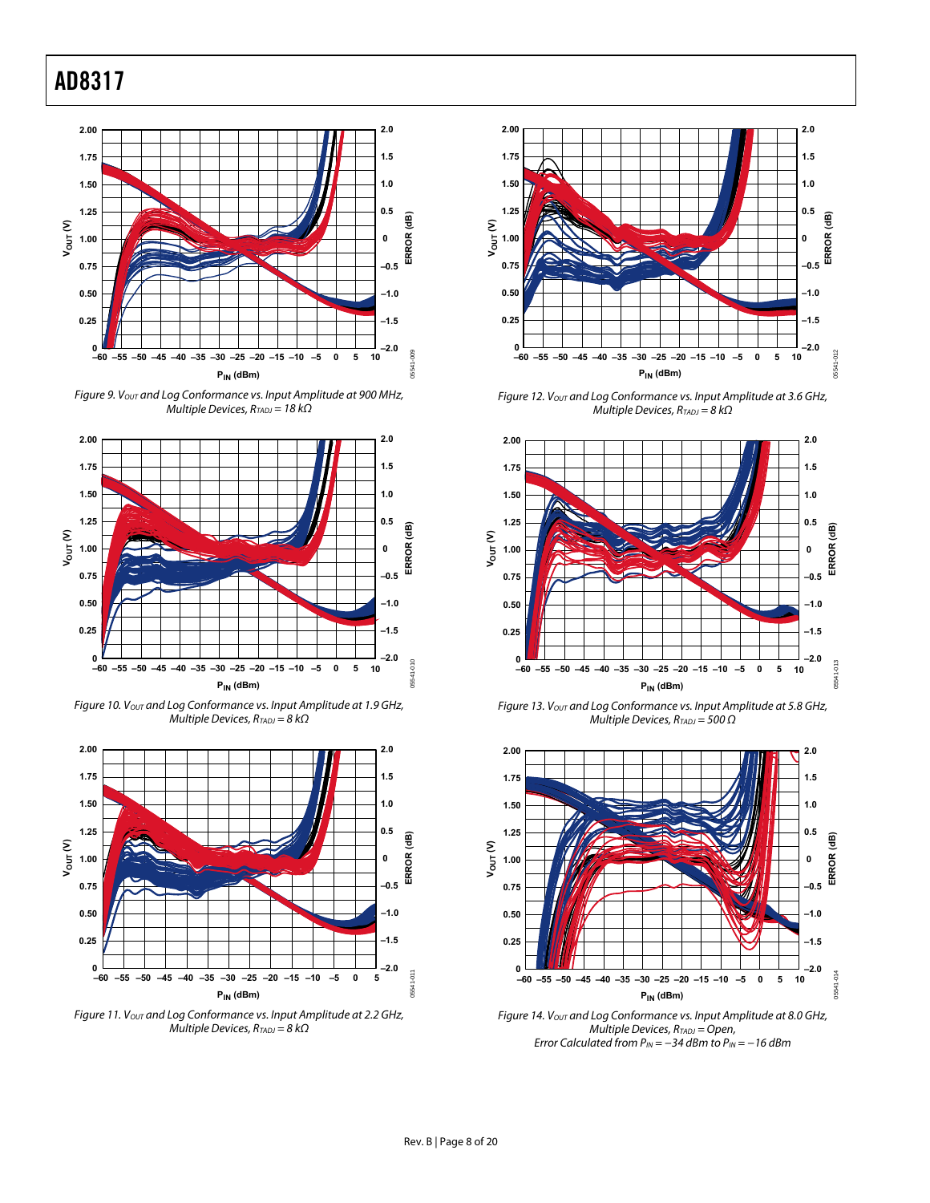Figure 9. $V_{OUT}$ and Log Conformance vs. Input Amplitude at 900 MHz, Multiple Devices, $R_{TADJ}$ = 18 kΩ

Figure 10. $V_{OUT}$ and Log Conformance vs. Input Amplitude at 1.9 GHz, Multiple Devices, $R_{TADJ}$ = 8 kΩ

Figure 11. $V_{OUT}$ and Log Conformance vs. Input Amplitude at 2.2 GHz, Multiple Devices, $R_{TADJ}$ = 8 kΩ

Figure 12. $V_{OUT}$ and Log Conformance vs. Input Amplitude at 3.6 GHz, Multiple Devices, $R_{TADJ}$ = 8 kΩ

Figure 13. $V_{OUT}$ and Log Conformance vs. Input Amplitude at 5.8 GHz, Multiple Devices, $R_{TADJ}$ = 500 Ω

Figure 14. $V_{OUT}$ and Log Conformance vs. Input Amplitude at 8.0 GHz, Multiple Devices, $R_{TADJ}$ = Open, Error Calculated from $P_{IN}$ = −34 dBm to $P_{IN}$ = −16 dBm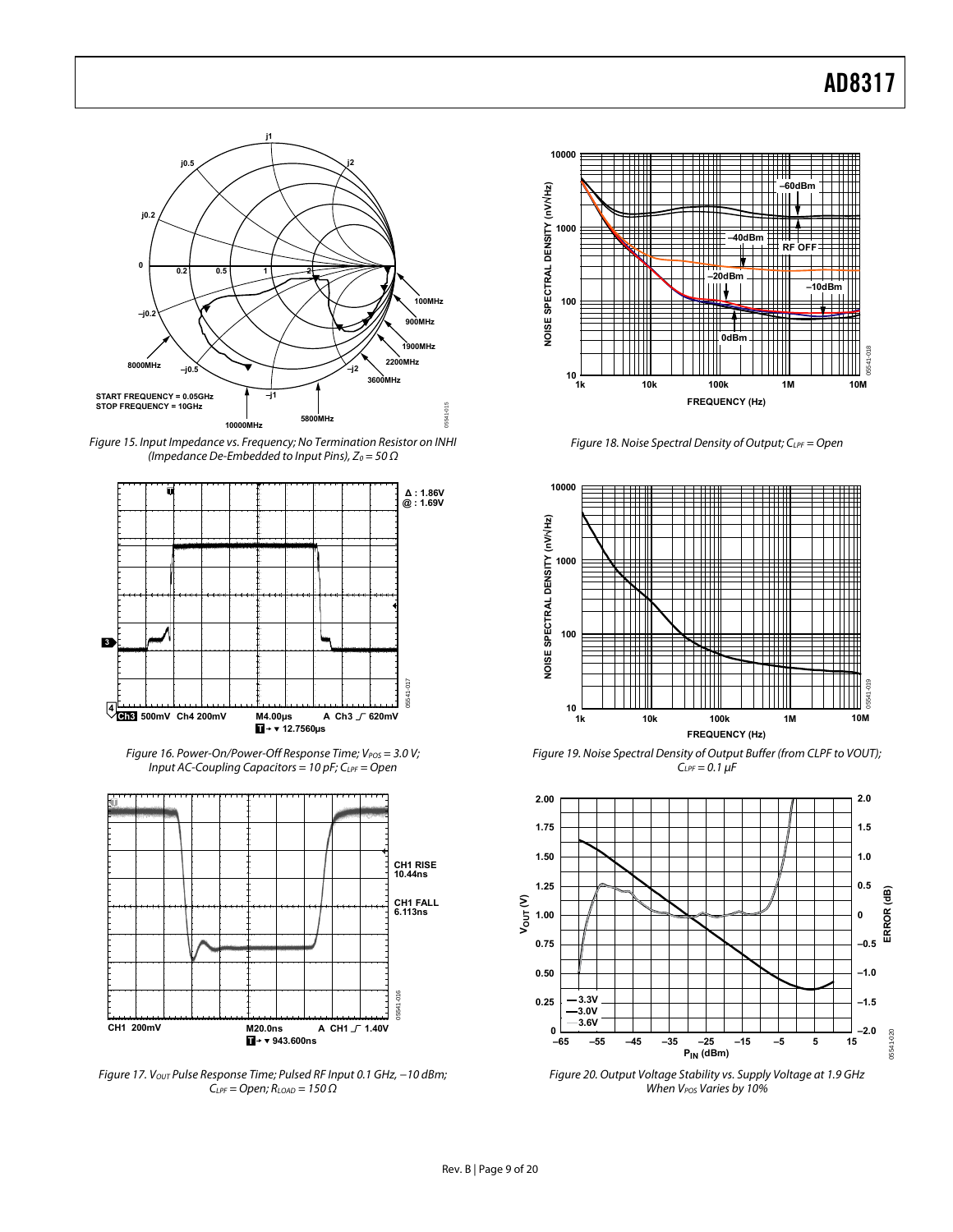Figure 15. Input Impedance vs. Frequency; No Termination Resistor on INHI (Impedance De-Embedded to Input Pins), $Z_0$ = 50 Ω

Figure 16. Power-On/Power-Off Response Time; $V_{POS}$ = 3.0 V; Input AC-Coupling Capacitors = 10 pF; $C_{LPF}$ = Open

Figure 17. $V_{OUT}$ Pulse Response Time; Pulsed RF Input 0.1 GHz, −10 dBm; $C_{LPF}$ = Open; $R_{LOAD}$ = 150 Ω

Figure 18. Noise Spectral Density of Output; $C_{LPF}$ = Open

Figure 19. Noise Spectral Density of Output Buffer (from CLPF to VOUT); $C_{LPF}$ = 0.1 µF

Figure 20. Output Voltage Stability vs. Supply Voltage at 1.9 GHz When $V_{POS}$ Varies by 10%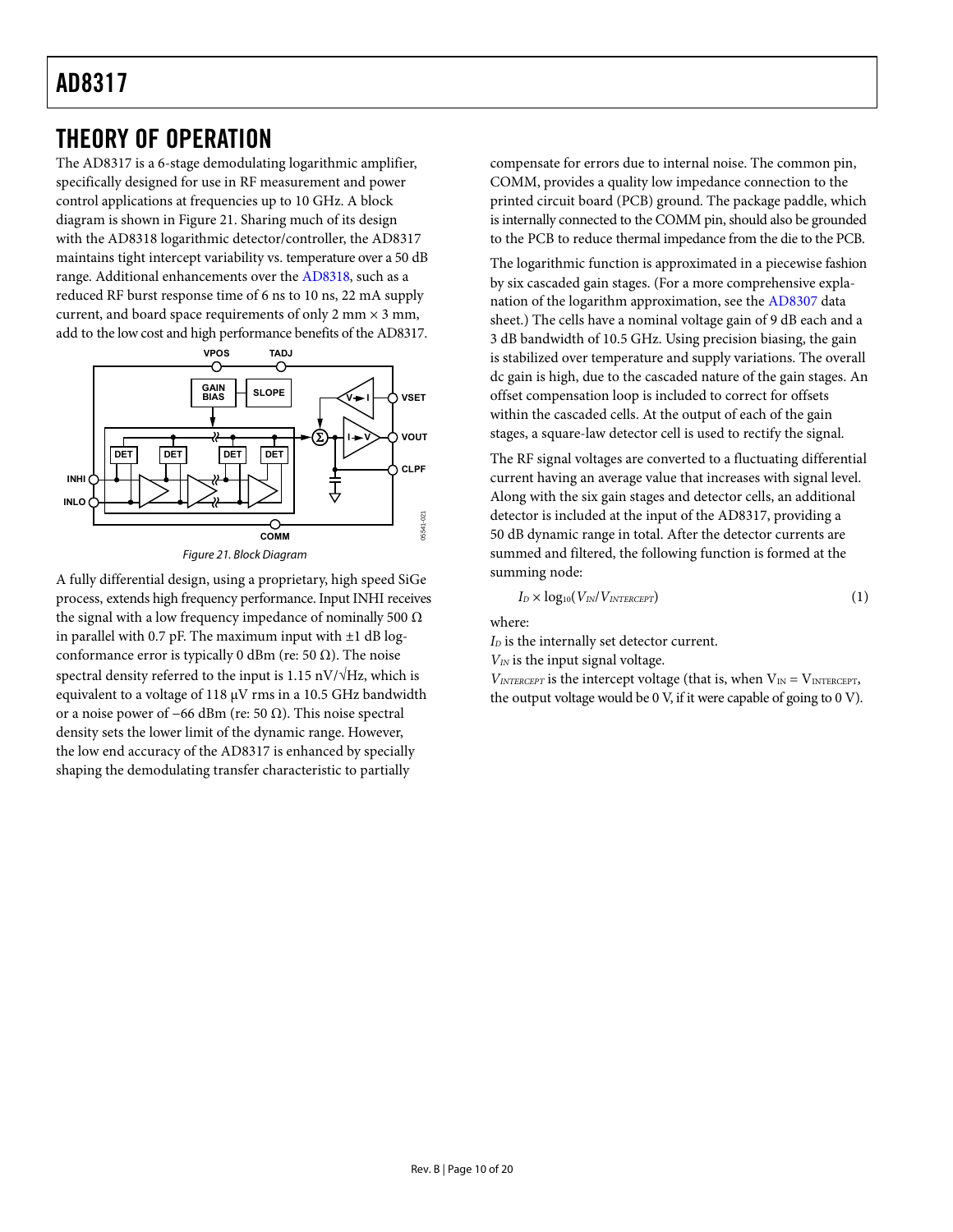# THEORY OF OPERATION

The AD8317 is a 6-stage demodulating logarithmic amplifier, specifically designed for use in RF measurement and power control applications at frequencies up to 10 GHz. A block diagram is shown in Figure 21. Sharing much of its design with the AD8318 logarithmic detector/controller, the AD8317 maintains tight intercept variability vs. temperature over a 50 dB range. Additional enhancements over the AD8318, such as a reduced RF burst response time of 6 ns to 10 ns, 22 mA supply current, and board space requirements of only 2 mm × 3 mm, add to the low cost and high performance benefits of the AD8317.

*Figure 21. Block Diagram*

A fully differential design, using a proprietary, high speed SiGe process, extends high frequency performance. Input INHI receives the signal with a low frequency impedance of nominally 500 Ω in parallel with 0.7 pF. The maximum input with ±1 dB log-conformance error is typically 0 dBm (re: 50 Ω). The noise spectral density referred to the input is 1.15 nV/√Hz, which is equivalent to a voltage of 118 μV rms in a 10.5 GHz bandwidth or a noise power of −66 dBm (re: 50 Ω). This noise spectral density sets the lower limit of the dynamic range. However, the low end accuracy of the AD8317 is enhanced by specially shaping the demodulating transfer characteristic to partially compensate for errors due to internal noise. The common pin, COMM, provides a quality low impedance connection to the printed circuit board (PCB) ground. The package paddle, which is internally connected to the COMM pin, should also be grounded to the PCB to reduce thermal impedance from the die to the PCB.

The logarithmic function is approximated in a piecewise fashion by six cascaded gain stages. (For a more comprehensive explanation of the logarithm approximation, see the AD8307 data sheet.) The cells have a nominal voltage gain of 9 dB each and a 3 dB bandwidth of 10.5 GHz. Using precision biasing, the gain is stabilized over temperature and supply variations. The overall dc gain is high, due to the cascaded nature of the gain stages. An offset compensation loop is included to correct for offsets within the cascaded cells. At the output of each of the gain stages, a square-law detector cell is used to rectify the signal.

The RF signal voltages are converted to a fluctuating differential current having an average value that increases with signal level. Along with the six gain stages and detector cells, an additional detector is included at the input of the AD8317, providing a 50 dB dynamic range in total. After the detector currents are summed and filtered, the following function is formed at the summing node:

$$I_D \times \log_{10}(V_{IN}/V_{INTERCEPT}) \tag{1}$$

where:

$I_D$ is the internally set detector current.

$V_{IN}$ is the input signal voltage.

$V_{INTERCEPT}$ is the intercept voltage (that is, when $V_{IN} = V_{INTERCEPT}$, the output voltage would be 0 V, if it were capable of going to 0 V).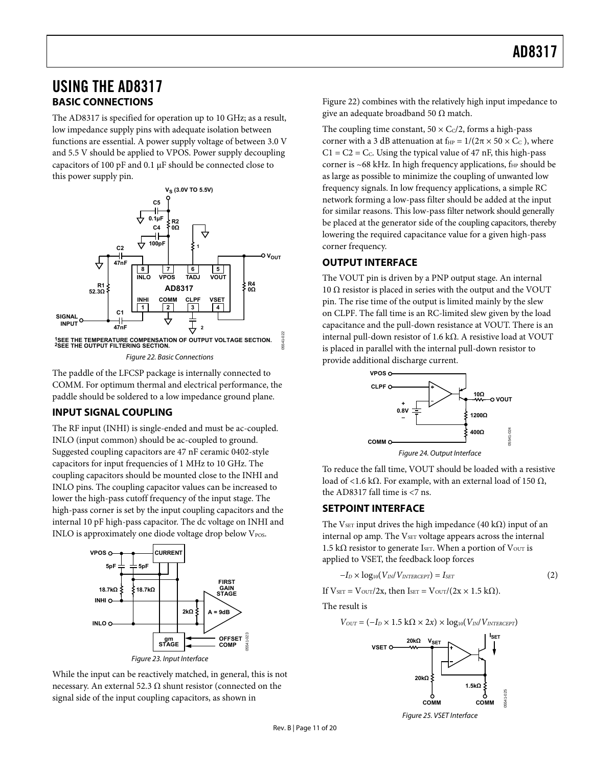# USING THE AD8317

## BASIC CONNECTIONS

The AD8317 is specified for operation up to 10 GHz; as a result, low impedance supply pins with adequate isolation between functions are essential. A power supply voltage of between 3.0 V and 5.5 V should be applied to VPOS. Power supply decoupling capacitors of 100 pF and 0.1 μF should be connected close to this power supply pin.

Figure 22. Basic Connections

The paddle of the LFCSP package is internally connected to COMM. For optimum thermal and electrical performance, the paddle should be soldered to a low impedance ground plane.

## INPUT SIGNAL COUPLING

The RF input (INHI) is single-ended and must be ac-coupled. INLO (input common) should be ac-coupled to ground. Suggested coupling capacitors are 47 nF ceramic 0402-style capacitors for input frequencies of 1 MHz to 10 GHz. The coupling capacitors should be mounted close to the INHI and INLO pins. The coupling capacitor values can be increased to lower the high-pass cutoff frequency of the input stage. The high-pass corner is set by the input coupling capacitors and the internal 10 pF high-pass capacitor. The dc voltage on INHI and INLO is approximately one diode voltage drop below $V_{POS}$.

Figure 23. Input Interface

While the input can be reactively matched, in general, this is not necessary. An external 52.3 Ω shunt resistor (connected on the signal side of the input coupling capacitors, as shown in Figure 22) combines with the relatively high input impedance to give an adequate broadband 50 Ω match.

The coupling time constant, $50 \times C_C/2$, forms a high-pass corner with a 3 dB attenuation at $f_{HP} = 1/(2\pi \times 50 \times C_C)$, where $C1 = C2 = C_C$. Using the typical value of 47 nF, this high-pass corner is ~68 kHz. In high frequency applications, $f_{HP}$ should be as large as possible to minimize the coupling of unwanted low frequency signals. In low frequency applications, a simple RC network forming a low-pass filter should be added at the input for similar reasons. This low-pass filter network should generally be placed at the generator side of the coupling capacitors, thereby lowering the required capacitance value for a given high-pass corner frequency.

## OUTPUT INTERFACE

The VOUT pin is driven by a PNP output stage. An internal 10 Ω resistor is placed in series with the output and the VOUT pin. The rise time of the output is limited mainly by the slew on CLPF. The fall time is an RC-limited slew given by the load capacitance and the pull-down resistance at VOUT. There is an internal pull-down resistor of 1.6 kΩ. A resistive load at VOUT is placed in parallel with the internal pull-down resistor to provide additional discharge current.

Figure 24. Output Interface

To reduce the fall time, VOUT should be loaded with a resistive load of <1.6 kΩ. For example, with an external load of 150 Ω, the AD8317 fall time is <7 ns.

## SETPOINT INTERFACE

The $V_{SET}$ input drives the high impedance (40 kΩ) input of an internal op amp. The $V_{SET}$ voltage appears across the internal 1.5 kΩ resistor to generate $I_{SET}$. When a portion of $V_{OUT}$ is applied to VSET, the feedback loop forces

$$-I_D \times \log_{10}(V_{IN}/V_{INTERCEPT}) = I_{SET} \tag{2}$$

If $V_{SET} = V_{OUT}/2x$, then $I_{SET} = V_{OUT}/(2x \times 1.5\ \text{k}\Omega)$.

The result is

$$V_{OUT} = (-I_D \times 1.5\ \text{k}\Omega \times 2x) \times \log_{10}(V_{IN}/V_{INTERCEPT})$$

Figure 25. VSET Interface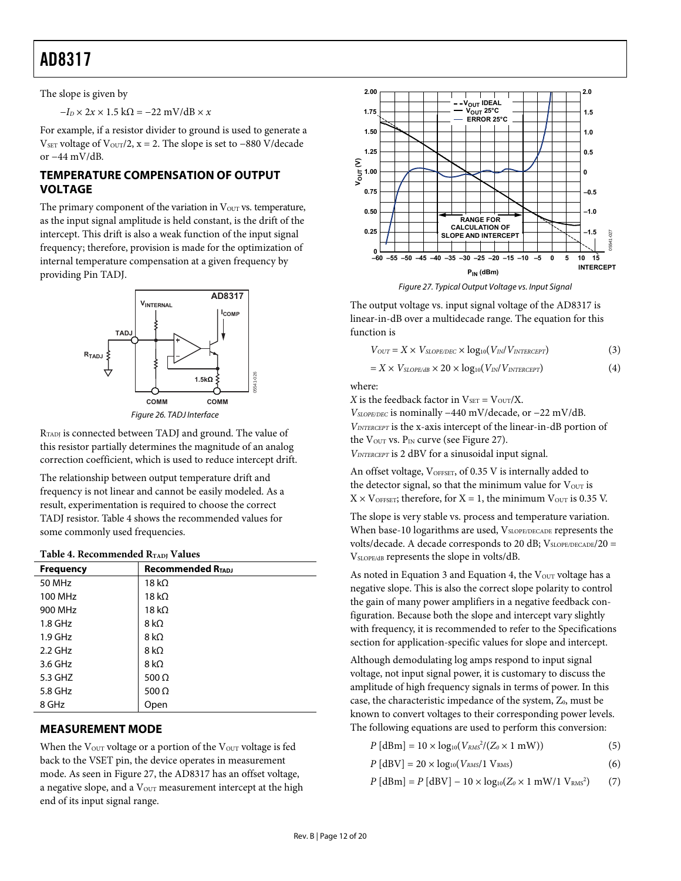The slope is given by

$-I_D \times 2x \times 1.5\ \text{k}\Omega = -22\ \text{mV/dB} \times x$

For example, if a resistor divider to ground is used to generate a $V_{SET}$ voltage of $V_{OUT}/2$, x = 2. The slope is set to −880 V/decade or −44 mV/dB.

## TEMPERATURE COMPENSATION OF OUTPUT VOLTAGE

The primary component of the variation in $V_{OUT}$ vs. temperature, as the input signal amplitude is held constant, is the drift of the intercept. This drift is also a weak function of the input signal frequency; therefore, provision is made for the optimization of internal temperature compensation at a given frequency by providing Pin TADJ.

*Figure 26. TADJ Interface*

$R_{TADJ}$ is connected between TADJ and ground. The value of this resistor partially determines the magnitude of an analog correction coefficient, which is used to reduce intercept drift.

The relationship between output temperature drift and frequency is not linear and cannot be easily modeled. As a result, experimentation is required to choose the correct TADJ resistor. Table 4 shows the recommended values for some commonly used frequencies.

**Table 4. Recommended $R_{TADJ}$ Values**

| Frequency | Recommended $R_{TADJ}$ |
|---|---|
| 50 MHz | 18 kΩ |
| 100 MHz | 18 kΩ |
| 900 MHz | 18 kΩ |
| 1.8 GHz | 8 kΩ |
| 1.9 GHz | 8 kΩ |
| 2.2 GHz | 8 kΩ |
| 3.6 GHz | 8 kΩ |
| 5.3 GHZ | 500 Ω |
| 5.8 GHz | 500 Ω |
| 8 GHz | Open |

## MEASUREMENT MODE

When the $V_{OUT}$ voltage or a portion of the $V_{OUT}$ voltage is fed back to the VSET pin, the device operates in measurement mode. As seen in Figure 27, the AD8317 has an offset voltage, a negative slope, and a $V_{OUT}$ measurement intercept at the high end of its input signal range.

*Figure 27. Typical Output Voltage vs. Input Signal*

The output voltage vs. input signal voltage of the AD8317 is linear-in-dB over a multidecade range. The equation for this function is

$$V_{OUT} = X \times V_{SLOPE/DEC} \times \log_{10}(V_{IN}/V_{INTERCEPT}) \quad (3)$$

$$= X \times V_{SLOPE/dB} \times 20 \times \log_{10}(V_{IN}/V_{INTERCEPT}) \quad (4)$$

where:

$X$ is the feedback factor in $V_{SET} = V_{OUT}/X$.

$V_{SLOPE/DEC}$ is nominally −440 mV/decade, or −22 mV/dB.

$V_{INTERCEPT}$ is the x-axis intercept of the linear-in-dB portion of the $V_{OUT}$ vs. $P_{IN}$ curve (see Figure 27).

$V_{INTERCEPT}$ is 2 dBV for a sinusoidal input signal.

An offset voltage, $V_{OFFSET}$, of 0.35 V is internally added to the detector signal, so that the minimum value for $V_{OUT}$ is $X \times V_{OFFSET}$; therefore, for X = 1, the minimum $V_{OUT}$ is 0.35 V.

The slope is very stable vs. process and temperature variation. When base-10 logarithms are used, $V_{SLOPE/DECADE}$ represents the volts/decade. A decade corresponds to 20 dB; $V_{SLOPE/DECADE}/20 = V_{SLOPE/dB}$ represents the slope in volts/dB.

As noted in Equation 3 and Equation 4, the $V_{OUT}$ voltage has a negative slope. This is also the correct slope polarity to control the gain of many power amplifiers in a negative feedback configuration. Because both the slope and intercept vary slightly with frequency, it is recommended to refer to the Specifications section for application-specific values for slope and intercept.

Although demodulating log amps respond to input signal voltage, not input signal power, it is customary to discuss the amplitude of high frequency signals in terms of power. In this case, the characteristic impedance of the system, $Z_0$, must be known to convert voltages to their corresponding power levels. The following equations are used to perform this conversion:

$$P\ [\text{dBm}] = 10 \times \log_{10}(V_{RMS}^2/(Z_0 \times 1\ \text{mW})) \quad (5)$$

$$P\ [\text{dBV}] = 20 \times \log_{10}(V_{RMS}/1\ \text{V}_{RMS}) \quad (6)$$

$$P\ [\text{dBm}] = P\ [\text{dBV}] - 10 \times \log_{10}(Z_0 \times 1\ \text{mW}/1\ \text{V}_{RMS}^2) \quad (7)$$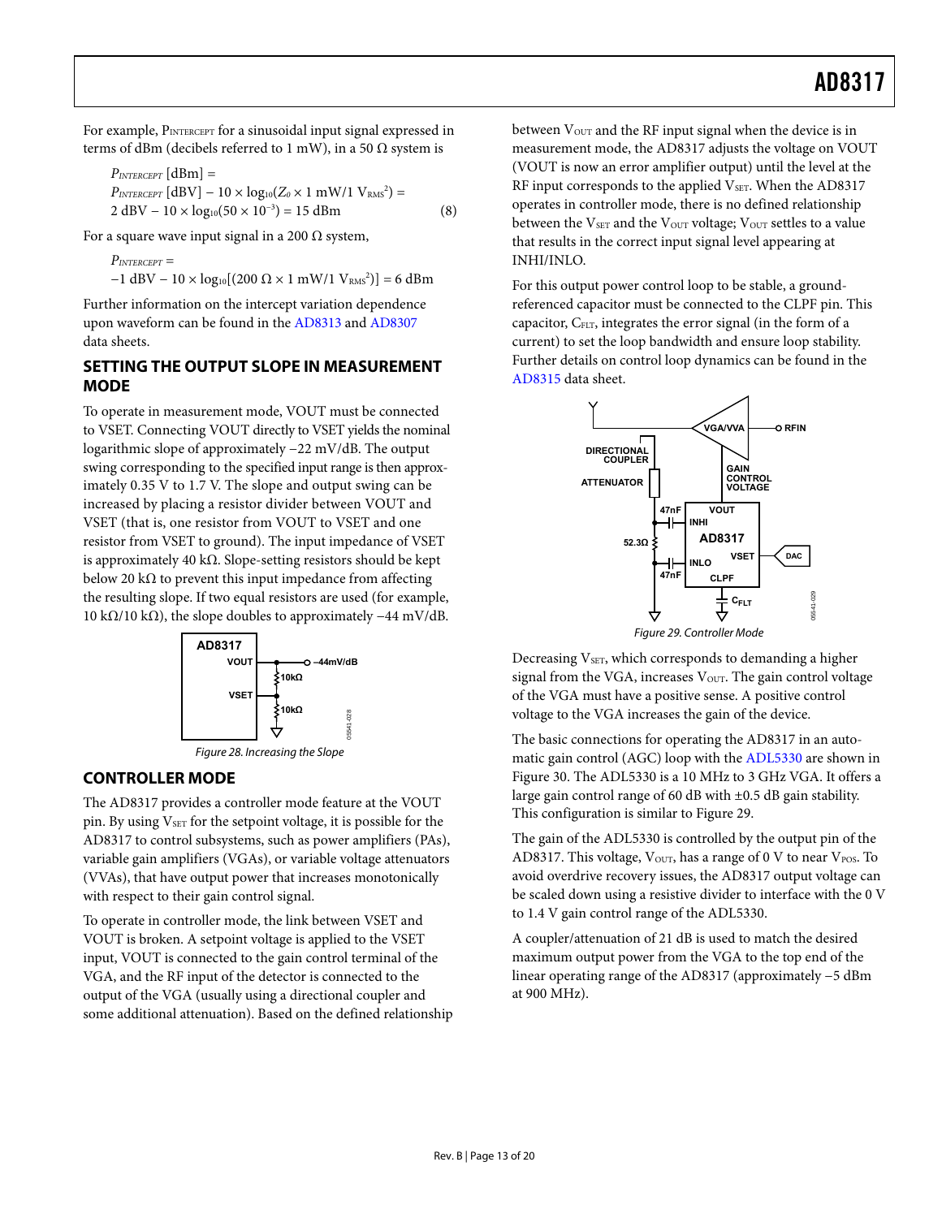For example, $P_{INTERCEPT}$ for a sinusoidal input signal expressed in terms of dBm (decibels referred to 1 mW), in a 50 Ω system is

$$P_{INTERCEPT}\ [\text{dBm}] = P_{INTERCEPT}\ [\text{dBV}] - 10 \times \log_{10}(Z_0 \times 1\ \text{mW}/1\ \text{V}_{RMS}^2) = 2\ \text{dBV} - 10 \times \log_{10}(50 \times 10^{-3}) = 15\ \text{dBm} \quad (8)$$

For a square wave input signal in a 200 Ω system,

$$P_{INTERCEPT} = -1\ \text{dBV} - 10 \times \log_{10}[(200\ \Omega \times 1\ \text{mW}/1\ \text{V}_{RMS}^2)] = 6\ \text{dBm}$$

Further information on the intercept variation dependence upon waveform can be found in the AD8313 and AD8307 data sheets.

## SETTING THE OUTPUT SLOPE IN MEASUREMENT MODE

To operate in measurement mode, VOUT must be connected to VSET. Connecting VOUT directly to VSET yields the nominal logarithmic slope of approximately −22 mV/dB. The output swing corresponding to the specified input range is then approximately 0.35 V to 1.7 V. The slope and output swing can be increased by placing a resistor divider between VOUT and VSET (that is, one resistor from VOUT to VSET and one resistor from VSET to ground). The input impedance of VSET is approximately 40 kΩ. Slope-setting resistors should be kept below 20 kΩ to prevent this input impedance from affecting the resulting slope. If two equal resistors are used (for example, 10 kΩ/10 kΩ), the slope doubles to approximately −44 mV/dB.

Figure 28. Increasing the Slope

## CONTROLLER MODE

The AD8317 provides a controller mode feature at the VOUT pin. By using $V_{SET}$ for the setpoint voltage, it is possible for the AD8317 to control subsystems, such as power amplifiers (PAs), variable gain amplifiers (VGAs), or variable voltage attenuators (VVAs), that have output power that increases monotonically with respect to their gain control signal.

To operate in controller mode, the link between VSET and VOUT is broken. A setpoint voltage is applied to the VSET input, VOUT is connected to the gain control terminal of the VGA, and the RF input of the detector is connected to the output of the VGA (usually using a directional coupler and some additional attenuation). Based on the defined relationship between $V_{OUT}$ and the RF input signal when the device is in measurement mode, the AD8317 adjusts the voltage on VOUT (VOUT is now an error amplifier output) until the level at the RF input corresponds to the applied $V_{SET}$. When the AD8317 operates in controller mode, there is no defined relationship between the $V_{SET}$ and the $V_{OUT}$ voltage; $V_{OUT}$ settles to a value that results in the correct input signal level appearing at INHI/INLO.

For this output power control loop to be stable, a ground-referenced capacitor must be connected to the CLPF pin. This capacitor, $C_{FLT}$, integrates the error signal (in the form of a current) to set the loop bandwidth and ensure loop stability. Further details on control loop dynamics can be found in the AD8315 data sheet.

Figure 29. Controller Mode

Decreasing $V_{SET}$, which corresponds to demanding a higher signal from the VGA, increases $V_{OUT}$. The gain control voltage of the VGA must have a positive sense. A positive control voltage to the VGA increases the gain of the device.

The basic connections for operating the AD8317 in an automatic gain control (AGC) loop with the ADL5330 are shown in Figure 30. The ADL5330 is a 10 MHz to 3 GHz VGA. It offers a large gain control range of 60 dB with ±0.5 dB gain stability. This configuration is similar to Figure 29.

The gain of the ADL5330 is controlled by the output pin of the AD8317. This voltage, $V_{OUT}$, has a range of 0 V to near $V_{POS}$. To avoid overdrive recovery issues, the AD8317 output voltage can be scaled down using a resistive divider to interface with the 0 V to 1.4 V gain control range of the ADL5330.

A coupler/attenuation of 21 dB is used to match the desired maximum output power from the VGA to the top end of the linear operating range of the AD8317 (approximately −5 dBm at 900 MHz).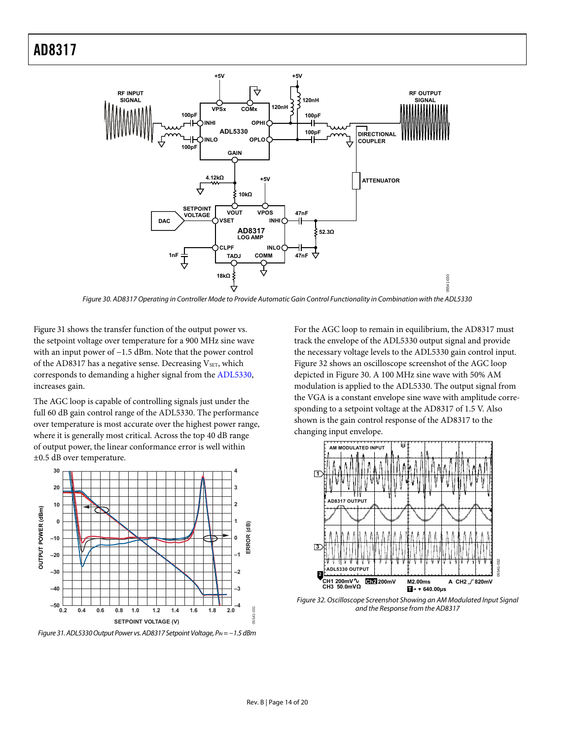Figure 30. AD8317 Operating in Controller Mode to Provide Automatic Gain Control Functionality in Combination with the ADL5330

Figure 31 shows the transfer function of the output power vs. the setpoint voltage over temperature for a 900 MHz sine wave with an input power of −1.5 dBm. Note that the power control of the AD8317 has a negative sense. Decreasing $V_{SET}$, which corresponds to demanding a higher signal from the ADL5330, increases gain.

The AGC loop is capable of controlling signals just under the full 60 dB gain control range of the ADL5330. The performance over temperature is most accurate over the highest power range, where it is generally most critical. Across the top 40 dB range of output power, the linear conformance error is well within ±0.5 dB over temperature.

Figure 31. ADL5330 Output Power vs. AD8317 Setpoint Voltage, $P_{IN}$ = −1.5 dBm

For the AGC loop to remain in equilibrium, the AD8317 must track the envelope of the ADL5330 output signal and provide the necessary voltage levels to the ADL5330 gain control input. Figure 32 shows an oscilloscope screenshot of the AGC loop depicted in Figure 30. A 100 MHz sine wave with 50% AM modulation is applied to the ADL5330. The output signal from the VGA is a constant envelope sine wave with amplitude corresponding to a setpoint voltage at the AD8317 of 1.5 V. Also shown is the gain control response of the AD8317 to the changing input envelope.

Figure 32. Oscilloscope Screenshot Showing an AM Modulated Input Signal and the Response from the AD8317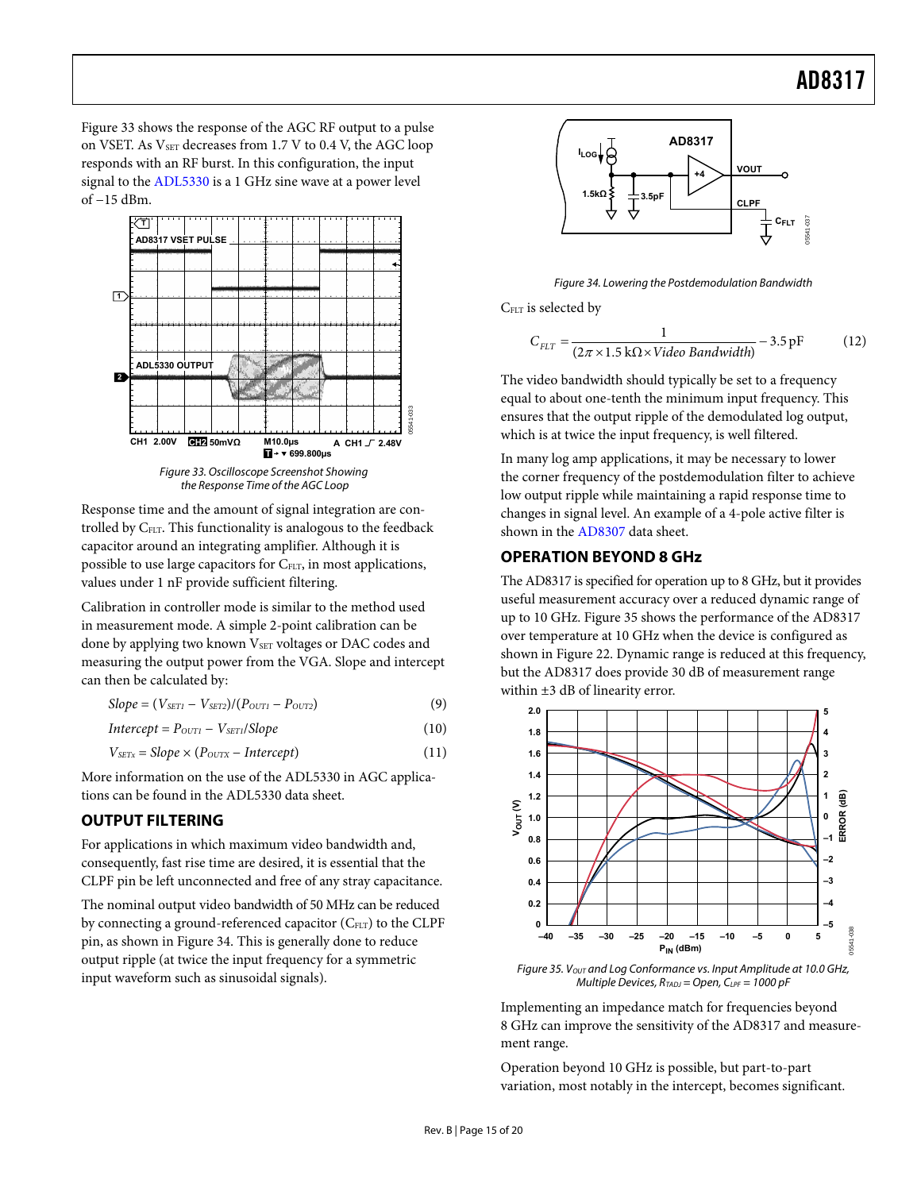Figure 33 shows the response of the AGC RF output to a pulse on VSET. As $V_{SET}$ decreases from 1.7 V to 0.4 V, the AGC loop responds with an RF burst. In this configuration, the input signal to the ADL5330 is a 1 GHz sine wave at a power level of −15 dBm.

Figure 33. Oscilloscope Screenshot Showing the Response Time of the AGC Loop

Response time and the amount of signal integration are controlled by $C_{FLT}$. This functionality is analogous to the feedback capacitor around an integrating amplifier. Although it is possible to use large capacitors for $C_{FLT}$, in most applications, values under 1 nF provide sufficient filtering.

Calibration in controller mode is similar to the method used in measurement mode. A simple 2-point calibration can be done by applying two known $V_{SET}$ voltages or DAC codes and measuring the output power from the VGA. Slope and intercept can then be calculated by:

$$Slope = (V_{SET1} - V_{SET2})/(P_{OUT1} - P_{OUT2}) \quad (9)$$

$$Intercept = P_{OUT1} - V_{SET1}/Slope \quad (10)$$

$$V_{SETx} = Slope \times (P_{OUTX} - Intercept) \quad (11)$$

More information on the use of the ADL5330 in AGC applications can be found in the ADL5330 data sheet.

## OUTPUT FILTERING

For applications in which maximum video bandwidth and, consequently, fast rise time are desired, it is essential that the CLPF pin be left unconnected and free of any stray capacitance.

The nominal output video bandwidth of 50 MHz can be reduced by connecting a ground-referenced capacitor ($C_{FLT}$) to the CLPF pin, as shown in Figure 34. This is generally done to reduce output ripple (at twice the input frequency for a symmetric input waveform such as sinusoidal signals).

Figure 34. Lowering the Postdemodulation Bandwidth

$C_{FLT}$ is selected by

$$C_{FLT} = \frac{1}{(2\pi \times 1.5\ \text{k}\Omega \times Video\ Bandwidth)} - 3.5\ \text{pF} \quad (12)$$

The video bandwidth should typically be set to a frequency equal to about one-tenth the minimum input frequency. This ensures that the output ripple of the demodulated log output, which is at twice the input frequency, is well filtered.

In many log amp applications, it may be necessary to lower the corner frequency of the postdemodulation filter to achieve low output ripple while maintaining a rapid response time to changes in signal level. An example of a 4-pole active filter is shown in the AD8307 data sheet.

## OPERATION BEYOND 8 GHz

The AD8317 is specified for operation up to 8 GHz, but it provides useful measurement accuracy over a reduced dynamic range of up to 10 GHz. Figure 35 shows the performance of the AD8317 over temperature at 10 GHz when the device is configured as shown in Figure 22. Dynamic range is reduced at this frequency, but the AD8317 does provide 30 dB of measurement range within ±3 dB of linearity error.

Figure 35. $V_{OUT}$ and Log Conformance vs. Input Amplitude at 10.0 GHz, Multiple Devices, $R_{TADJ}$ = Open, $C_{LPF}$ = 1000 pF

Implementing an impedance match for frequencies beyond 8 GHz can improve the sensitivity of the AD8317 and measurement range.

Operation beyond 10 GHz is possible, but part-to-part variation, most notably in the intercept, becomes significant.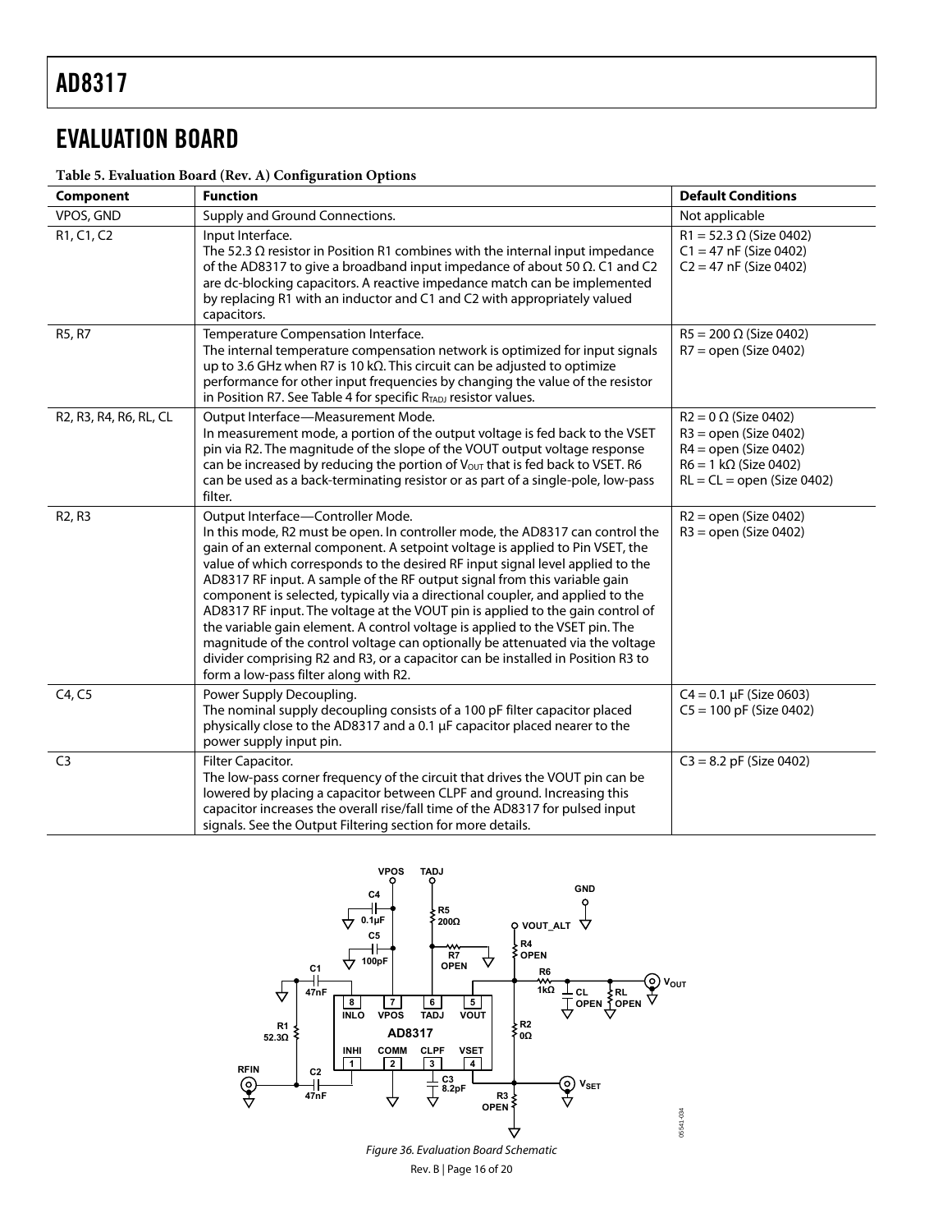## EVALUATION BOARD

**Table 5. Evaluation Board (Rev. A) Configuration Options**

| Component | Function | Default Conditions |
|---|---|---|
| VPOS, GND | Supply and Ground Connections. | Not applicable |
| R1, C1, C2 | Input Interface. The 52.3 Ω resistor in Position R1 combines with the internal input impedance of the AD8317 to give a broadband input impedance of about 50 Ω. C1 and C2 are dc-blocking capacitors. A reactive impedance match can be implemented by replacing R1 with an inductor and C1 and C2 with appropriately valued capacitors. | R1 = 52.3 Ω (Size 0402)<br>C1 = 47 nF (Size 0402)<br>C2 = 47 nF (Size 0402) |
| R5, R7 | Temperature Compensation Interface. The internal temperature compensation network is optimized for input signals up to 3.6 GHz when R7 is 10 kΩ. This circuit can be adjusted to optimize performance for other input frequencies by changing the value of the resistor in Position R7. See Table 4 for specific $R_{TADJ}$ resistor values. | R5 = 200 Ω (Size 0402)<br>R7 = open (Size 0402) |
| R2, R3, R4, R6, RL, CL | Output Interface—Measurement Mode. In measurement mode, a portion of the output voltage is fed back to the VSET pin via R2. The magnitude of the slope of the VOUT output voltage response can be increased by reducing the portion of $V_{OUT}$ that is fed back to VSET. R6 can be used as a back-terminating resistor or as part of a single-pole, low-pass filter. | R2 = 0 Ω (Size 0402)<br>R3 = open (Size 0402)<br>R4 = open (Size 0402)<br>R6 = 1 kΩ (Size 0402)<br>RL = CL = open (Size 0402) |
| R2, R3 | Output Interface—Controller Mode. In this mode, R2 must be open. In controller mode, the AD8317 can control the gain of an external component. A setpoint voltage is applied to Pin VSET, the value of which corresponds to the desired RF input signal level applied to the AD8317 RF input. A sample of the RF output signal from this variable gain component is selected, typically via a directional coupler, and applied to the AD8317 RF input. The voltage at the VOUT pin is applied to the gain control of the variable gain element. A control voltage is applied to the VSET pin. The magnitude of the control voltage can optionally be attenuated via the voltage divider comprising R2 and R3, or a capacitor can be installed in Position R3 to form a low-pass filter along with R2. | R2 = open (Size 0402)<br>R3 = open (Size 0402) |
| C4, C5 | Power Supply Decoupling. The nominal supply decoupling consists of a 100 pF filter capacitor placed physically close to the AD8317 and a 0.1 µF capacitor placed nearer to the power supply input pin. | C4 = 0.1 µF (Size 0603)<br>C5 = 100 pF (Size 0402) |
| C3 | Filter Capacitor. The low-pass corner frequency of the circuit that drives the VOUT pin can be lowered by placing a capacitor between CLPF and ground. Increasing this capacitor increases the overall rise/fall time of the AD8317 for pulsed input signals. See the Output Filtering section for more details. | C3 = 8.2 pF (Size 0402) |

*Figure 36. Evaluation Board Schematic*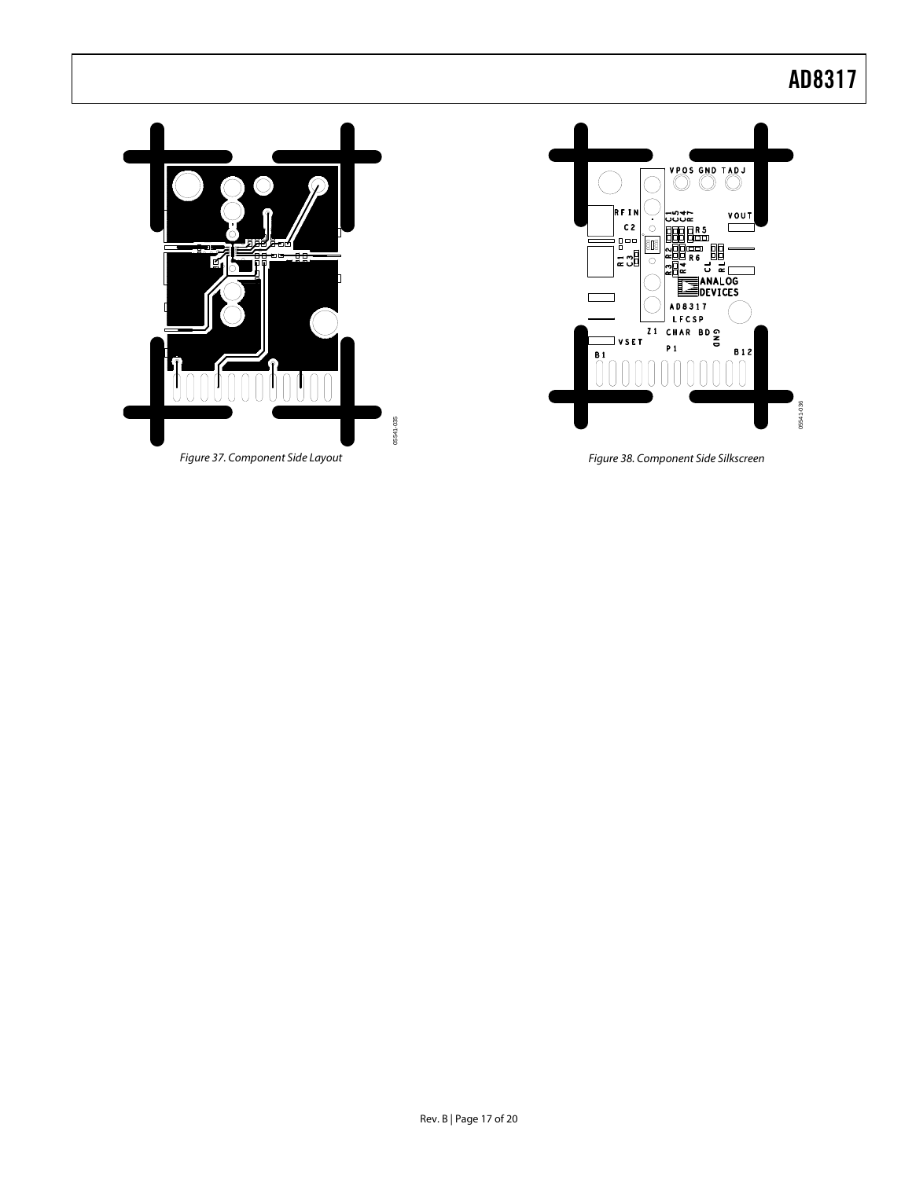Figure 37. Component Side Layout

Figure 38. Component Side Silkscreen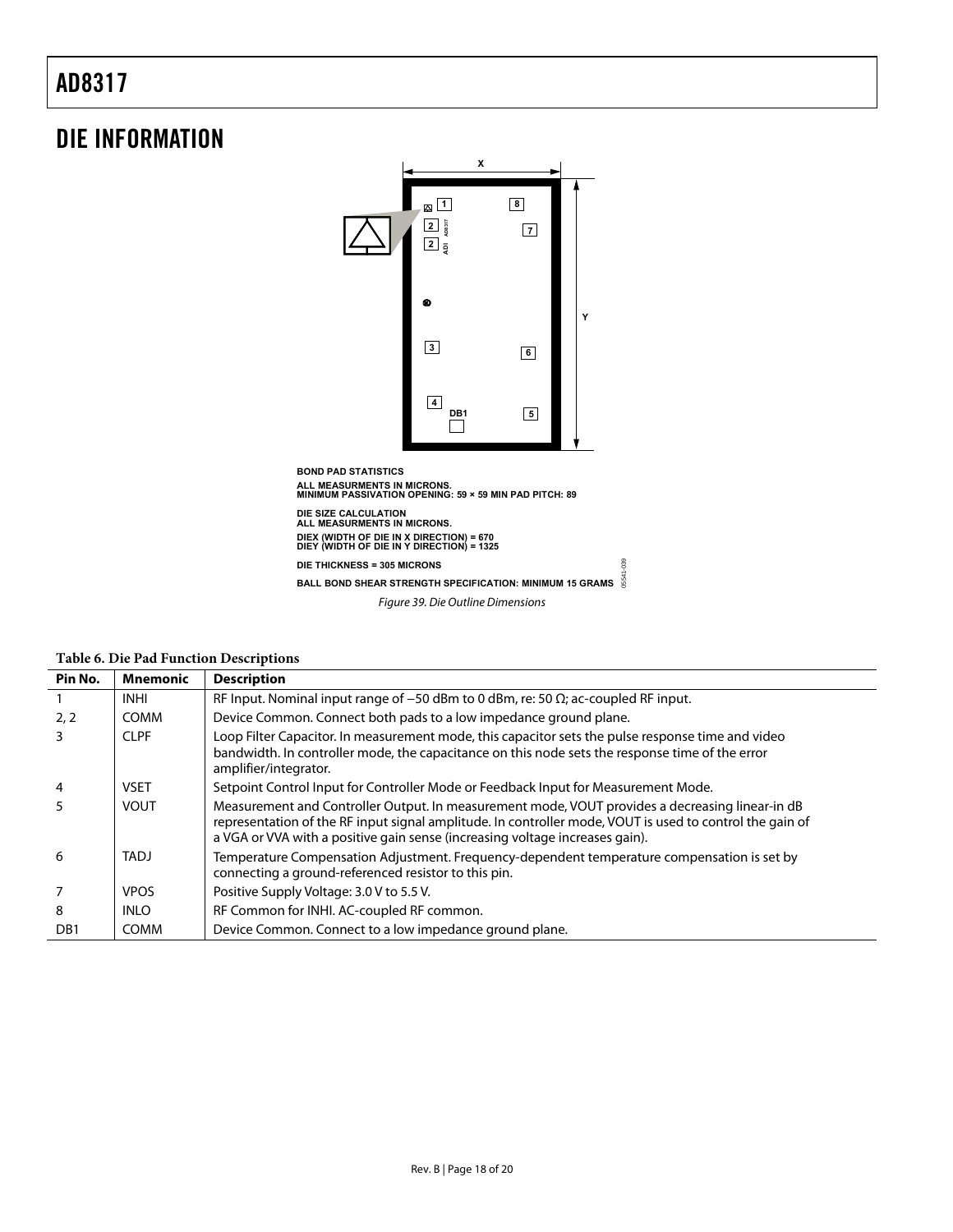# DIE INFORMATION

BOND PAD STATISTICS

ALL MEASURMENTS IN MICRONS.
MINIMUM PASSIVATION OPENING: 59 × 59 MIN PAD PITCH: 89

DIE SIZE CALCULATION
ALL MEASURMENTS IN MICRONS.
DIEX (WIDTH OF DIE IN X DIRECTION) = 670
DIEY (WIDTH OF DIE IN Y DIRECTION) = 1325

DIE THICKNESS = 305 MICRONS

BALL BOND SHEAR STRENGTH SPECIFICATION: MINIMUM 15 GRAMS

*Figure 39. Die Outline Dimensions*

**Table 6. Die Pad Function Descriptions**

| Pin No. | Mnemonic | Description |
|---|---|---|
| 1 | INHI | RF Input. Nominal input range of −50 dBm to 0 dBm, re: 50 Ω; ac-coupled RF input. |
| 2, 2 | COMM | Device Common. Connect both pads to a low impedance ground plane. |
| 3 | CLPF | Loop Filter Capacitor. In measurement mode, this capacitor sets the pulse response time and video bandwidth. In controller mode, the capacitance on this node sets the response time of the error amplifier/integrator. |
| 4 | VSET | Setpoint Control Input for Controller Mode or Feedback Input for Measurement Mode. |
| 5 | VOUT | Measurement and Controller Output. In measurement mode, VOUT provides a decreasing linear-in dB representation of the RF input signal amplitude. In controller mode, VOUT is used to control the gain of a VGA or VVA with a positive gain sense (increasing voltage increases gain). |
| 6 | TADJ | Temperature Compensation Adjustment. Frequency-dependent temperature compensation is set by connecting a ground-referenced resistor to this pin. |
| 7 | VPOS | Positive Supply Voltage: 3.0 V to 5.5 V. |
| 8 | INLO | RF Common for INHI. AC-coupled RF common. |
| DB1 | COMM | Device Common. Connect to a low impedance ground plane. |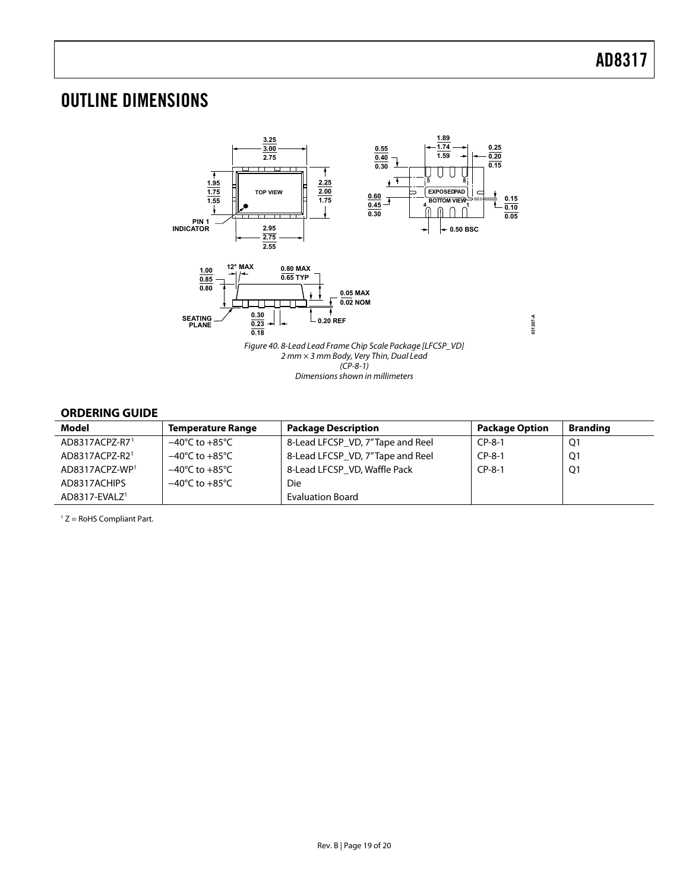# OUTLINE DIMENSIONS

*Figure 40. 8-Lead Lead Frame Chip Scale Package [LFCSP_VD]*
*2 mm × 3 mm Body, Very Thin, Dual Lead*
*(CP-8-1)*
*Dimensions shown in millimeters*

## ORDERING GUIDE

| Model | Temperature Range | Package Description | Package Option | Branding |
|---|---|---|---|---|
| AD8317ACPZ-R7[1] | −40°C to +85°C | 8-Lead LFCSP_VD, 7"Tape and Reel | CP-8-1 | Q1 |
| AD8317ACPZ-R2[1] | −40°C to +85°C | 8-Lead LFCSP_VD, 7"Tape and Reel | CP-8-1 | Q1 |
| AD8317ACPZ-WP[1] | −40°C to +85°C | 8-Lead LFCSP_VD, Waffle Pack | CP-8-1 | Q1 |
| AD8317ACHIPS | −40°C to +85°C | Die | | |
| AD8317-EVALZ[1] | | Evaluation Board | | |

[1] Z = RoHS Compliant Part.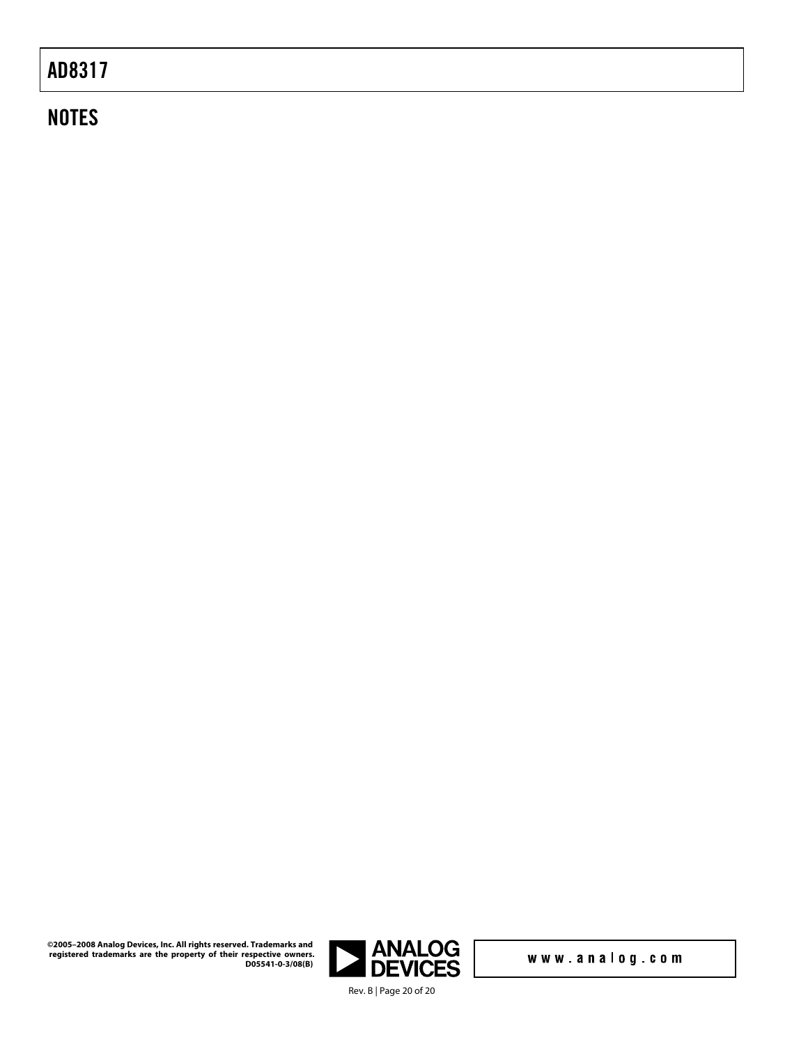## NOTES

©2005–2008 Analog Devices, Inc. All rights reserved. Trademarks and registered trademarks are the property of their respective owners. D05541-0-3/08(B)

www.analog.com